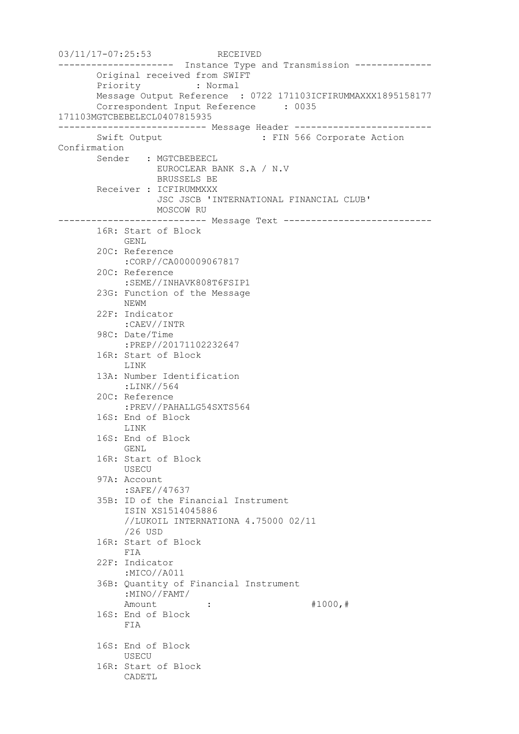```
03/11/17-07:25:53           RECEIVED
---------------------  Instance Type and Transmission --------------
       Original received from SWIFT
       Priority          : Normal
       Message Output Reference  : 0722 171103ICFIRUMMAXXX1895158177
       Correspondent Input Reference     : 0035
171103MGTCBEBELECL0407815935
--------------------------- Message Header -------------------------
       Swift Output                   : FIN 566 Corporate Action
Confirmation
       Sender   : MGTCBEBEECL
                  EUROCLEAR BANK S.A / N.V
                  BRUSSELS BE
       Receiver : ICFIRUMMXXX
                  JSC JSCB 'INTERNATIONAL FINANCIAL CLUB'
                  MOSCOW RU
--------------------------- Message Text ---------------------------
       16R: Start of Block
            GENL
       20C: Reference
            :CORP//CA000009067817
       20C: Reference
            :SEME//INHAVK808T6FSIP1
       23G: Function of the Message
            NEWM
       22F: Indicator
            :CAEV//INTR
       98C: Date/Time
            :PREP//20171102232647
       16R: Start of Block
            LINK
       13A: Number Identification
            :LINK//564
       20C: Reference
            :PREV//PAHALLG54SXTS564
       16S: End of Block
            LINK
       16S: End of Block
            GENL
       16R: Start of Block
            USECU
       97A: Account
            :SAFE//47637
       35B: ID of the Financial Instrument
            ISIN XS1514045886
            //LUKOIL INTERNATIONA 4.75000 02/11
            /26 USD
       16R: Start of Block
            FIA
       22F: Indicator
            :MICO//A011
       36B: Quantity of Financial Instrument
            :MINO//FAMT/
            Amount          :                 #1000,#
       16S: End of Block
            FIA

       16S: End of Block
            USECU
       16R: Start of Block
            CADETL
```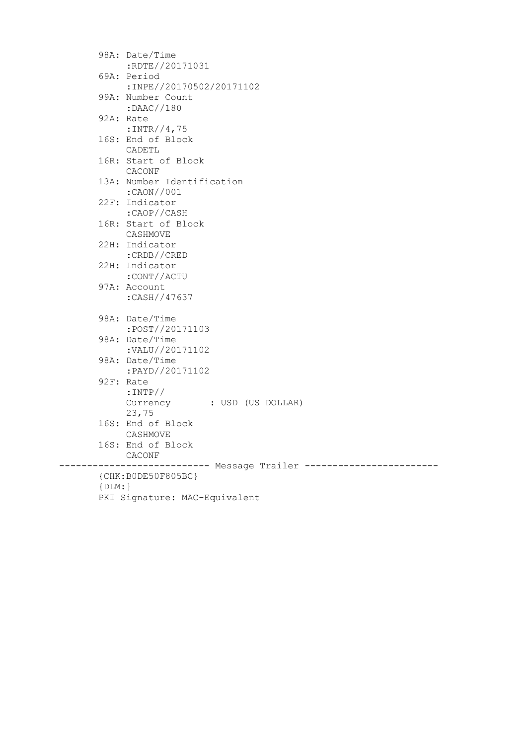```
98A: Date/Time
     :RDTE//20171031
69A: Period
     :INPE//20170502/20171102
99A: Number Count
     :DAAC//180
92A: Rate
     :INTR//4,75
16S: End of Block
     CADETL
16R: Start of Block
     CACONF
13A: Number Identification
     :CAON//001
22F: Indicator
     :CAOP//CASH
16R: Start of Block
     CASHMOVE
22H: Indicator
     :CRDB//CRED
22H: Indicator
     :CONT//ACTU
97A: Account
     :CASH//47637

98A: Date/Time
     :POST//20171103
98A: Date/Time
     :VALU//20171102
98A: Date/Time
     :PAYD//20171102
92F: Rate
     :INTP//
     Currency       : USD (US DOLLAR)
     23,75
16S: End of Block
     CASHMOVE
16S: End of Block
     CACONF
```

--------------------------- Message Trailer ------------------------

```
{CHK:B0DE50F805BC}
{DLM:}
PKI Signature: MAC-Equivalent
```